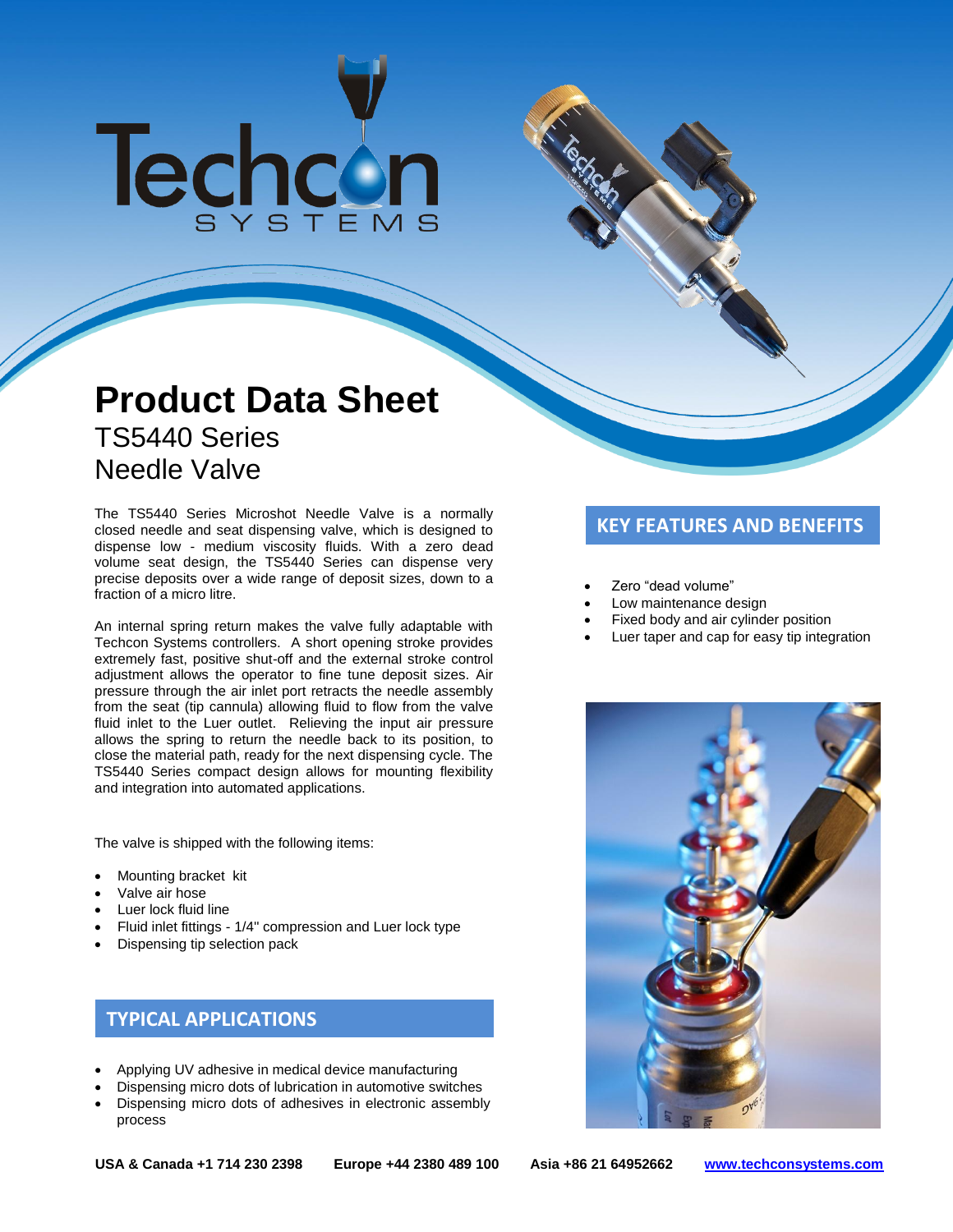# Product Data Sheet

## TS5440 Series
## Needle Valve

The TS5440 Series Microshot Needle Valve is a normally closed needle and seat dispensing valve, which is designed to dispense low - medium viscosity fluids. With a zero dead volume seat design, the TS5440 Series can dispense very precise deposits over a wide range of deposit sizes, down to a fraction of a micro litre.

An internal spring return makes the valve fully adaptable with Techcon Systems controllers. A short opening stroke provides extremely fast, positive shut-off and the external stroke control adjustment allows the operator to fine tune deposit sizes. Air pressure through the air inlet port retracts the needle assembly from the seat (tip cannula) allowing fluid to flow from the valve fluid inlet to the Luer outlet. Relieving the input air pressure allows the spring to return the needle back to its position, to close the material path, ready for the next dispensing cycle. The TS5440 Series compact design allows for mounting flexibility and integration into automated applications.

The valve is shipped with the following items:

- Mounting bracket kit
- Valve air hose
- Luer lock fluid line
- Fluid inlet fittings - 1/4" compression and Luer lock type
- Dispensing tip selection pack

## TYPICAL APPLICATIONS

- Applying UV adhesive in medical device manufacturing
- Dispensing micro dots of lubrication in automotive switches
- Dispensing micro dots of adhesives in electronic assembly process

## KEY FEATURES AND BENEFITS

- Zero “dead volume”
- Low maintenance design
- Fixed body and air cylinder position
- Luer taper and cap for easy tip integration

**USA & Canada +1 714 230 2398** **Europe +44 2380 489 100** **Asia +86 21 64952662** **www.techconsystems.com**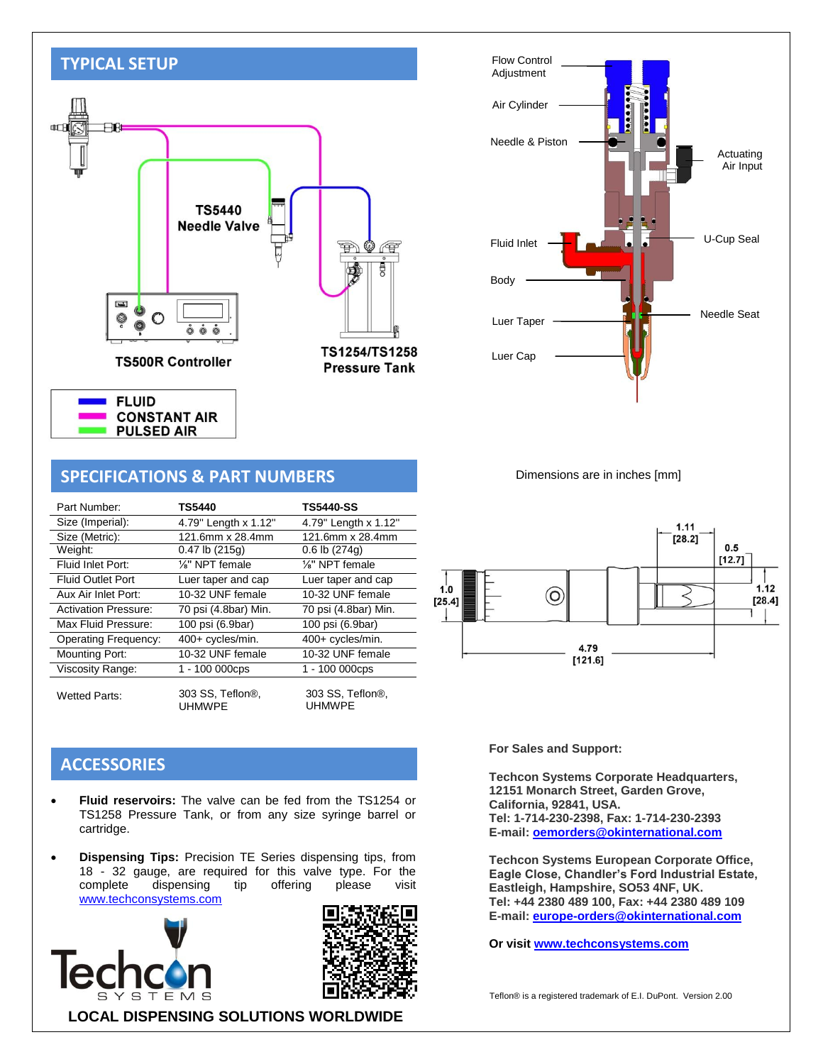## TYPICAL SETUP

TS5440
Needle Valve

TS500R Controller

TS1254/TS1258
Pressure Tank

FLUID
CONSTANT AIR
PULSED AIR

Flow Control Adjustment

Air Cylinder

Needle & Piston

Actuating Air Input

Fluid Inlet

U-Cup Seal

Body

Luer Taper

Needle Seat

Luer Cap

## SPECIFICATIONS & PART NUMBERS

| Part Number: | TS5440 | TS5440-SS |
|---|---|---|
| Size (Imperial): | 4.79" Length x 1.12" | 4.79" Length x 1.12" |
| Size (Metric): | 121.6mm x 28.4mm | 121.6mm x 28.4mm |
| Weight: | 0.47 lb (215g) | 0.6 lb (274g) |
| Fluid Inlet Port: | ⅛" NPT female | ⅛" NPT female |
| Fluid Outlet Port | Luer taper and cap | Luer taper and cap |
| Aux Air Inlet Port: | 10-32 UNF female | 10-32 UNF female |
| Activation Pressure: | 70 psi (4.8bar) Min. | 70 psi (4.8bar) Min. |
| Max Fluid Pressure: | 100 psi (6.9bar) | 100 psi (6.9bar) |
| Operating Frequency: | 400+ cycles/min. | 400+ cycles/min. |
| Mounting Port: | 10-32 UNF female | 10-32 UNF female |
| Viscosity Range: | 1 - 100 000cps | 1 - 100 000cps |
| Wetted Parts: | 303 SS, Teflon®, UHMWPE | 303 SS, Teflon®, UHMWPE |

Dimensions are in inches [mm]

1.11
[28.2]
0.5
[12.7]
1.0
[25.4]
1.12
[28.4]
4.79
[121.6]

## ACCESSORIES

- **Fluid reservoirs:** The valve can be fed from the TS1254 or TS1258 Pressure Tank, or from any size syringe barrel or cartridge.
- **Dispensing Tips:** Precision TE Series dispensing tips, from 18 - 32 gauge, are required for this valve type. For the complete dispensing tip offering please visit www.techconsystems.com

Techcon SYSTEMS

**LOCAL DISPENSING SOLUTIONS WORLDWIDE**

**For Sales and Support:**

**Techcon Systems Corporate Headquarters, 12151 Monarch Street, Garden Grove, California, 92841, USA.**
**Tel: 1-714-230-2398, Fax: 1-714-230-2393**
**E-mail: oemorders@okinternational.com**

**Techcon Systems European Corporate Office, Eagle Close, Chandler's Ford Industrial Estate, Eastleigh, Hampshire, SO53 4NF, UK.**
**Tel: +44 2380 489 100, Fax: +44 2380 489 109**
**E-mail: europe-orders@okinternational.com**

**Or visit www.techconsystems.com**

Teflon® is a registered trademark of E.I. DuPont. Version 2.00